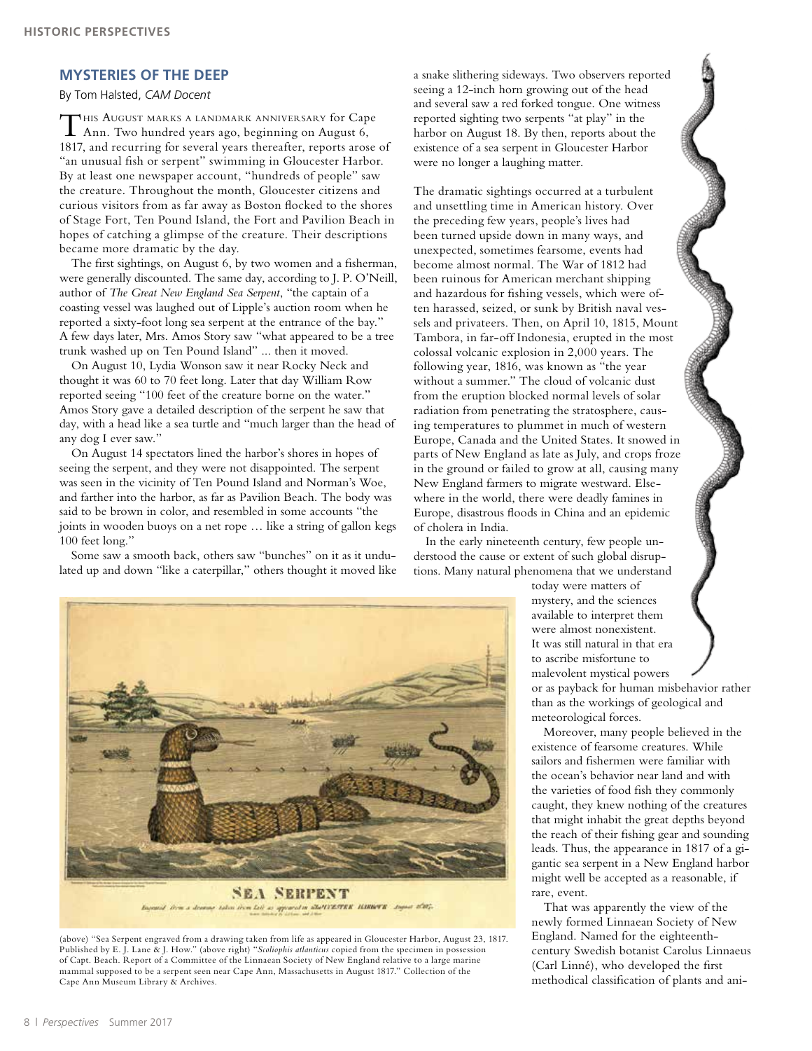## MYSTERIES OF THE DEEP

By Tom Halsted, *CAM Docent*

THIS AUGUST MARKS A LANDMARK ANNIVERSARY for Cape Ann. Two hundred years ago, beginning on August 6, 1817, and recurring for several years thereafter, reports arose of "an unusual fish or serpent" swimming in Gloucester Harbor. By at least one newspaper account, "hundreds of people" saw the creature. Throughout the month, Gloucester citizens and curious visitors from as far away as Boston flocked to the shores of Stage Fort, Ten Pound Island, the Fort and Pavilion Beach in hopes of catching a glimpse of the creature. Their descriptions became more dramatic by the day.

The first sightings, on August 6, by two women and a fisherman, were generally discounted. The same day, according to J. P. O'Neill, author of *The Great New England Sea Serpent*, "the captain of a coasting vessel was laughed out of Lipple's auction room when he reported a sixty-foot long sea serpent at the entrance of the bay." A few days later, Mrs. Amos Story saw "what appeared to be a tree trunk washed up on Ten Pound Island" ... then it moved.

On August 10, Lydia Wonson saw it near Rocky Neck and thought it was 60 to 70 feet long. Later that day William Row reported seeing "100 feet of the creature borne on the water." Amos Story gave a detailed description of the serpent he saw that day, with a head like a sea turtle and "much larger than the head of any dog I ever saw."

On August 14 spectators lined the harbor's shores in hopes of seeing the serpent, and they were not disappointed. The serpent was seen in the vicinity of Ten Pound Island and Norman's Woe, and farther into the harbor, as far as Pavilion Beach. The body was said to be brown in color, and resembled in some accounts "the joints in wooden buoys on a net rope … like a string of gallon kegs 100 feet long."

Some saw a smooth back, others saw "bunches" on it as it undulated up and down "like a caterpillar," others thought it moved like a snake slithering sideways. Two observers reported seeing a 12-inch horn growing out of the head and several saw a red forked tongue. One witness reported sighting two serpents "at play" in the harbor on August 18. By then, reports about the existence of a sea serpent in Gloucester Harbor were no longer a laughing matter.

The dramatic sightings occurred at a turbulent and unsettling time in American history. Over the preceding few years, people's lives had been turned upside down in many ways, and unexpected, sometimes fearsome, events had become almost normal. The War of 1812 had been ruinous for American merchant shipping and hazardous for fishing vessels, which were often harassed, seized, or sunk by British naval vessels and privateers. Then, on April 10, 1815, Mount Tambora, in far-off Indonesia, erupted in the most colossal volcanic explosion in 2,000 years. The following year, 1816, was known as "the year without a summer." The cloud of volcanic dust from the eruption blocked normal levels of solar radiation from penetrating the stratosphere, causing temperatures to plummet in much of western Europe, Canada and the United States. It snowed in parts of New England as late as July, and crops froze in the ground or failed to grow at all, causing many New England farmers to migrate westward. Elsewhere in the world, there were deadly famines in Europe, disastrous floods in China and an epidemic of cholera in India.

In the early nineteenth century, few people understood the cause or extent of such global disruptions. Many natural phenomena that we understand today were matters of mystery, and the sciences available to interpret them were almost nonexistent. It was still natural in that era to ascribe misfortune to malevolent mystical powers or as payback for human misbehavior rather than as the workings of geological and meteorological forces.

Moreover, many people believed in the existence of fearsome creatures. While sailors and fishermen were familiar with the ocean's behavior near land and with the varieties of food fish they commonly caught, they knew nothing of the creatures that might inhabit the great depths beyond the reach of their fishing gear and sounding leads. Thus, the appearance in 1817 of a gigantic sea serpent in a New England harbor might well be accepted as a reasonable, if rare, event.

That was apparently the view of the newly formed Linnaean Society of New England. Named for the eighteenth-century Swedish botanist Carolus Linnaeus (Carl Linné), who developed the first methodical classification of plants and ani-

(above) "Sea Serpent engraved from a drawing taken from life as appeared in Gloucester Harbor, August 23, 1817. Published by E. J. Lane & J. How." (above right) "*Scoliophis atlanticus* copied from the specimen in possession of Capt. Beach. Report of a Committee of the Linnaean Society of New England relative to a large marine mammal supposed to be a serpent seen near Cape Ann, Massachusetts in August 1817." Collection of the Cape Ann Museum Library & Archives.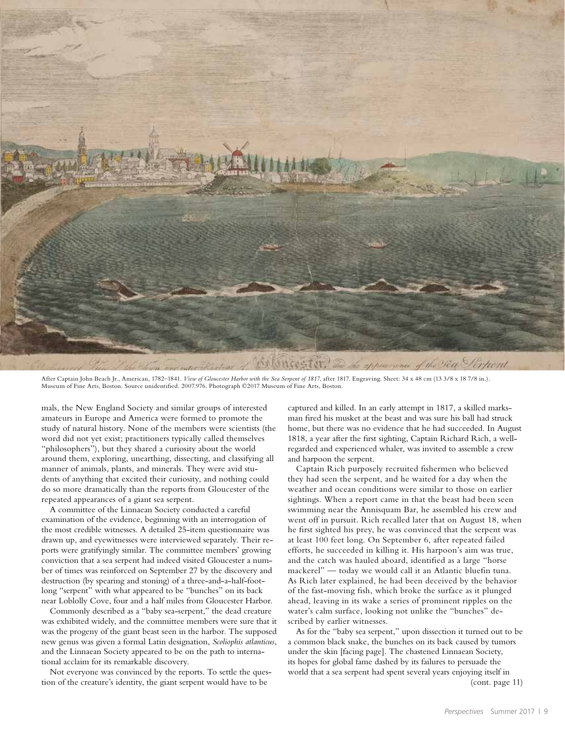After Captain John Beach Jr., American, 1782–1841. *View of Gloucester Harbor with the Sea Serpent of 1817*, after 1817. Engraving. Sheet: 34 x 48 cm (13 3/8 x 18 7/8 in.). Museum of Fine Arts, Boston. Source unidentified. 2007.976. Photograph ©2017 Museum of Fine Arts, Boston.

mals, the New England Society and similar groups of interested amateurs in Europe and America were formed to promote the study of natural history. None of the members were scientists (the word did not yet exist; practitioners typically called themselves "philosophers"), but they shared a curiosity about the world around them, exploring, unearthing, dissecting, and classifying all manner of animals, plants, and minerals. They were avid students of anything that excited their curiosity, and nothing could do so more dramatically than the reports from Gloucester of the repeated appearances of a giant sea serpent.

A committee of the Linnaean Society conducted a careful examination of the evidence, beginning with an interrogation of the most credible witnesses. A detailed 25-item questionnaire was drawn up, and eyewitnesses were interviewed separately. Their reports were gratifyingly similar. The committee members' growing conviction that a sea serpent had indeed visited Gloucester a number of times was reinforced on September 27 by the discovery and destruction (by spearing and stoning) of a three-and-a-half-foot-long "serpent" with what appeared to be "bunches" on its back near Loblolly Cove, four and a half miles from Gloucester Harbor.

Commonly described as a "baby sea-serpent," the dead creature was exhibited widely, and the committee members were sure that it was the progeny of the giant beast seen in the harbor. The supposed new genus was given a formal Latin designation, *Scoliophis atlanticus*, and the Linnaean Society appeared to be on the path to international acclaim for its remarkable discovery.

Not everyone was convinced by the reports. To settle the question of the creature's identity, the giant serpent would have to be captured and killed. In an early attempt in 1817, a skilled marksman fired his musket at the beast and was sure his ball had struck home, but there was no evidence that he had succeeded. In August 1818, a year after the first sighting, Captain Richard Rich, a well-regarded and experienced whaler, was invited to assemble a crew and harpoon the serpent.

Captain Rich purposely recruited fishermen who believed they had seen the serpent, and he waited for a day when the weather and ocean conditions were similar to those on earlier sightings. When a report came in that the beast had been seen swimming near the Annisquam Bar, he assembled his crew and went off in pursuit. Rich recalled later that on August 18, when he first sighted his prey, he was convinced that the serpent was at least 100 feet long. On September 6, after repeated failed efforts, he succeeded in killing it. His harpoon's aim was true, and the catch was hauled aboard, identified as a large "horse mackerel" — today we would call it an Atlantic bluefin tuna. As Rich later explained, he had been deceived by the behavior of the fast-moving fish, which broke the surface as it plunged ahead, leaving in its wake a series of prominent ripples on the water's calm surface, looking not unlike the "bunches" described by earlier witnesses.

As for the "baby sea serpent," upon dissection it turned out to be a common black snake, the bunches on its back caused by tumors under the skin [facing page]. The chastened Linnaean Society, its hopes for global fame dashed by its failures to persuade the world that a sea serpent had spent several years enjoying itself in

(cont. page 11)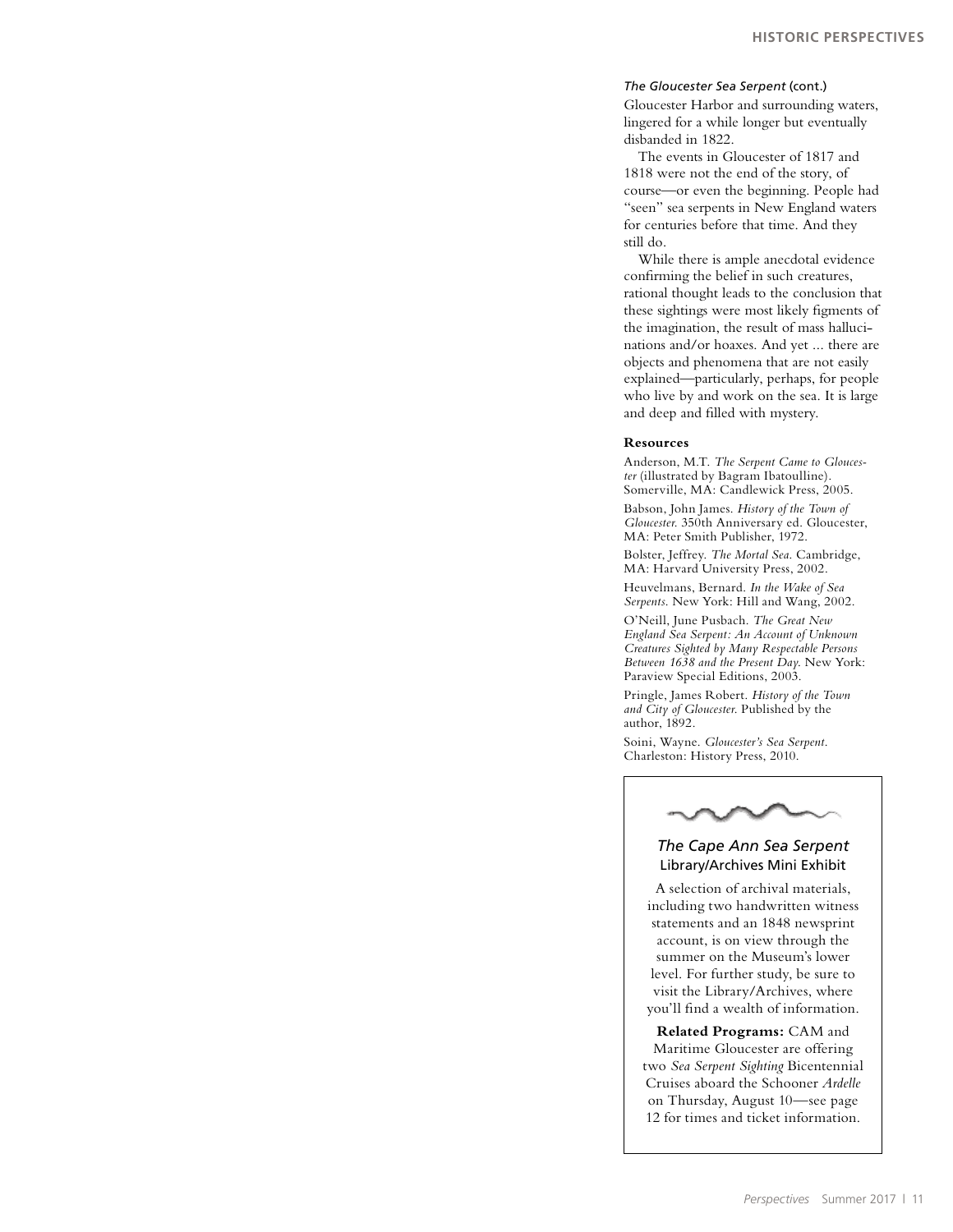*The Gloucester Sea Serpent* (cont.)

Gloucester Harbor and surrounding waters, lingered for a while longer but eventually disbanded in 1822.

The events in Gloucester of 1817 and 1818 were not the end of the story, of course—or even the beginning. People had "seen" sea serpents in New England waters for centuries before that time. And they still do.

While there is ample anecdotal evidence confirming the belief in such creatures, rational thought leads to the conclusion that these sightings were most likely figments of the imagination, the result of mass hallucinations and/or hoaxes. And yet ... there are objects and phenomena that are not easily explained—particularly, perhaps, for people who live by and work on the sea. It is large and deep and filled with mystery.

**Resources**

Anderson, M.T. *The Serpent Came to Gloucester* (illustrated by Bagram Ibatoulline). Somerville, MA: Candlewick Press, 2005.

Babson, John James. *History of the Town of Gloucester*. 350th Anniversary ed. Gloucester, MA: Peter Smith Publisher, 1972.

Bolster, Jeffrey. *The Mortal Sea*. Cambridge, MA: Harvard University Press, 2002.

Heuvelmans, Bernard. *In the Wake of Sea Serpents*. New York: Hill and Wang, 2002.

O'Neill, June Pusbach. *The Great New England Sea Serpent: An Account of Unknown Creatures Sighted by Many Respectable Persons Between 1638 and the Present Day*. New York: Paraview Special Editions, 2003.

Pringle, James Robert. *History of the Town and City of Gloucester*. Published by the author, 1892.

Soini, Wayne. *Gloucester's Sea Serpent*. Charleston: History Press, 2010.

### *The Cape Ann Sea Serpent*
Library/Archives Mini Exhibit

A selection of archival materials, including two handwritten witness statements and an 1848 newsprint account, is on view through the summer on the Museum's lower level. For further study, be sure to visit the Library/Archives, where you'll find a wealth of information.

**Related Programs:** CAM and Maritime Gloucester are offering two *Sea Serpent Sighting* Bicentennial Cruises aboard the Schooner *Ardelle* on Thursday, August 10—see page 12 for times and ticket information.